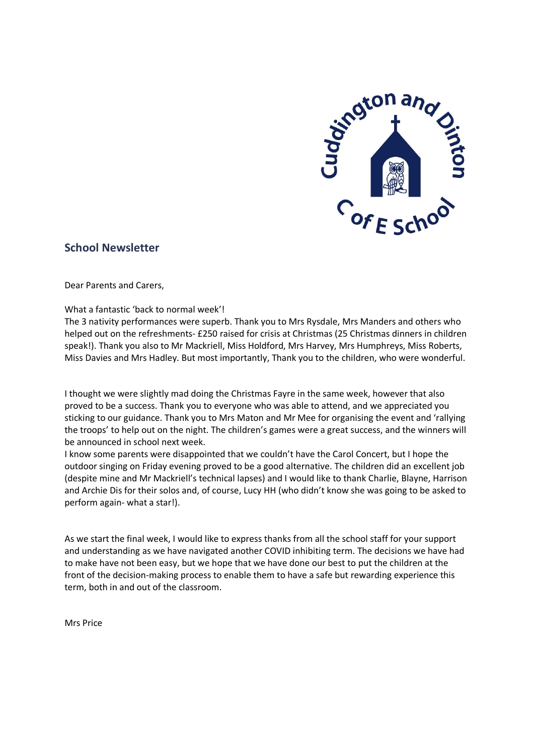## School Newsletter

Dear Parents and Carers,

What a fantastic 'back to normal week'!

The 3 nativity performances were superb. Thank you to Mrs Rysdale, Mrs Manders and others who helped out on the refreshments- £250 raised for crisis at Christmas (25 Christmas dinners in children speak!). Thank you also to Mr Mackriell, Miss Holdford, Mrs Harvey, Mrs Humphreys, Miss Roberts, Miss Davies and Mrs Hadley. But most importantly, Thank you to the children, who were wonderful.

I thought we were slightly mad doing the Christmas Fayre in the same week, however that also proved to be a success. Thank you to everyone who was able to attend, and we appreciated you sticking to our guidance. Thank you to Mrs Maton and Mr Mee for organising the event and 'rallying the troops' to help out on the night. The children's games were a great success, and the winners will be announced in school next week.

I know some parents were disappointed that we couldn't have the Carol Concert, but I hope the outdoor singing on Friday evening proved to be a good alternative. The children did an excellent job (despite mine and Mr Mackriell's technical lapses) and I would like to thank Charlie, Blayne, Harrison and Archie Dis for their solos and, of course, Lucy HH (who didn't know she was going to be asked to perform again- what a star!).

As we start the final week, I would like to express thanks from all the school staff for your support and understanding as we have navigated another COVID inhibiting term. The decisions we have had to make have not been easy, but we hope that we have done our best to put the children at the front of the decision-making process to enable them to have a safe but rewarding experience this term, both in and out of the classroom.

Mrs Price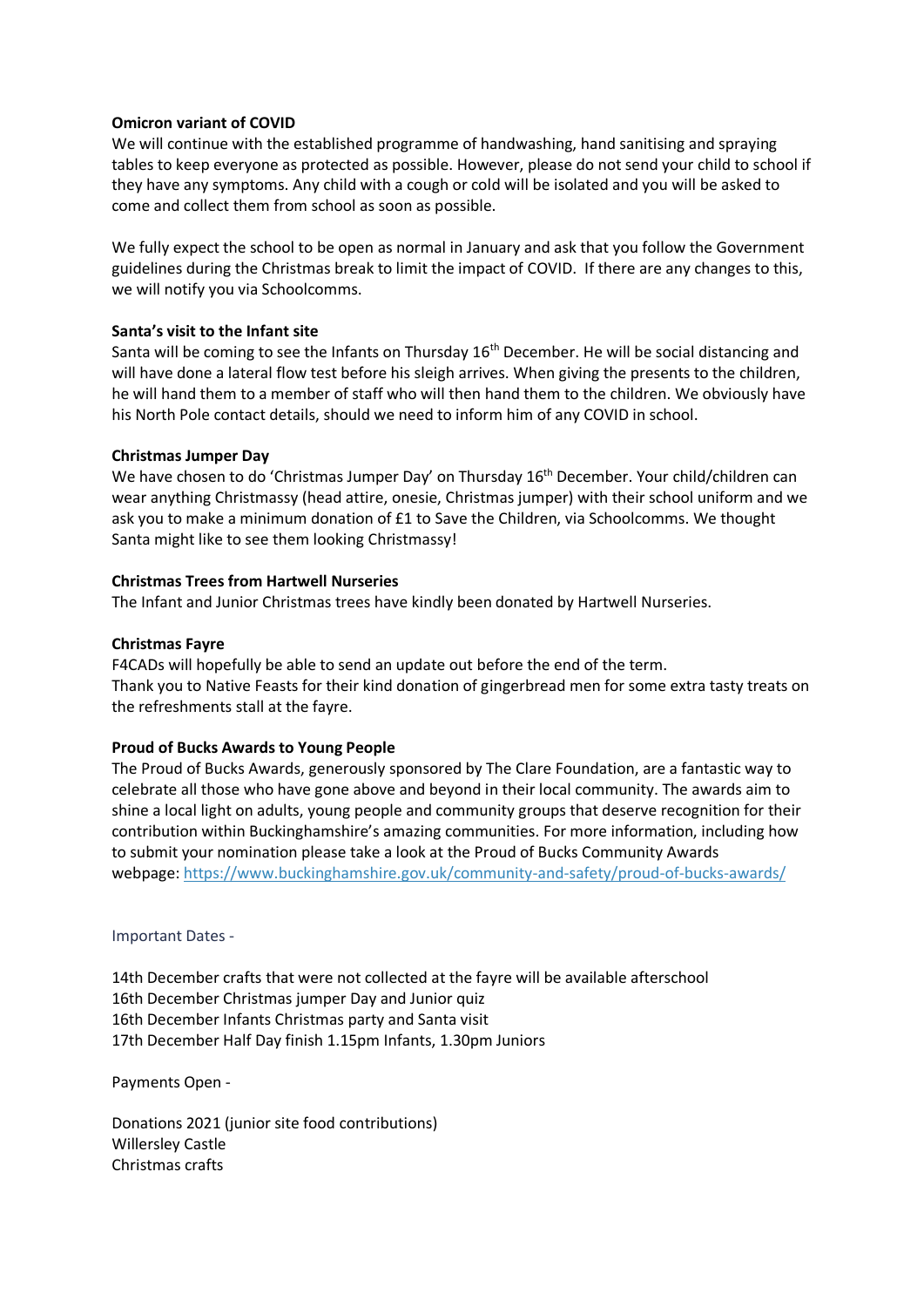**Omicron variant of COVID**

We will continue with the established programme of handwashing, hand sanitising and spraying tables to keep everyone as protected as possible. However, please do not send your child to school if they have any symptoms. Any child with a cough or cold will be isolated and you will be asked to come and collect them from school as soon as possible.

We fully expect the school to be open as normal in January and ask that you follow the Government guidelines during the Christmas break to limit the impact of COVID. If there are any changes to this, we will notify you via Schoolcomms.

**Santa's visit to the Infant site**

Santa will be coming to see the Infants on Thursday 16th December. He will be social distancing and will have done a lateral flow test before his sleigh arrives. When giving the presents to the children, he will hand them to a member of staff who will then hand them to the children. We obviously have his North Pole contact details, should we need to inform him of any COVID in school.

**Christmas Jumper Day**

We have chosen to do 'Christmas Jumper Day' on Thursday 16th December. Your child/children can wear anything Christmassy (head attire, onesie, Christmas jumper) with their school uniform and we ask you to make a minimum donation of £1 to Save the Children, via Schoolcomms. We thought Santa might like to see them looking Christmassy!

**Christmas Trees from Hartwell Nurseries**

The Infant and Junior Christmas trees have kindly been donated by Hartwell Nurseries.

**Christmas Fayre**

F4CADs will hopefully be able to send an update out before the end of the term.
Thank you to Native Feasts for their kind donation of gingerbread men for some extra tasty treats on the refreshments stall at the fayre.

**Proud of Bucks Awards to Young People**

The Proud of Bucks Awards, generously sponsored by The Clare Foundation, are a fantastic way to celebrate all those who have gone above and beyond in their local community. The awards aim to shine a local light on adults, young people and community groups that deserve recognition for their contribution within Buckinghamshire's amazing communities. For more information, including how to submit your nomination please take a look at the Proud of Bucks Community Awards webpage: https://www.buckinghamshire.gov.uk/community-and-safety/proud-of-bucks-awards/

Important Dates -

14th December crafts that were not collected at the fayre will be available afterschool
16th December Christmas jumper Day and Junior quiz
16th December Infants Christmas party and Santa visit
17th December Half Day finish 1.15pm Infants, 1.30pm Juniors

Payments Open -

Donations 2021 (junior site food contributions)
Willersley Castle
Christmas crafts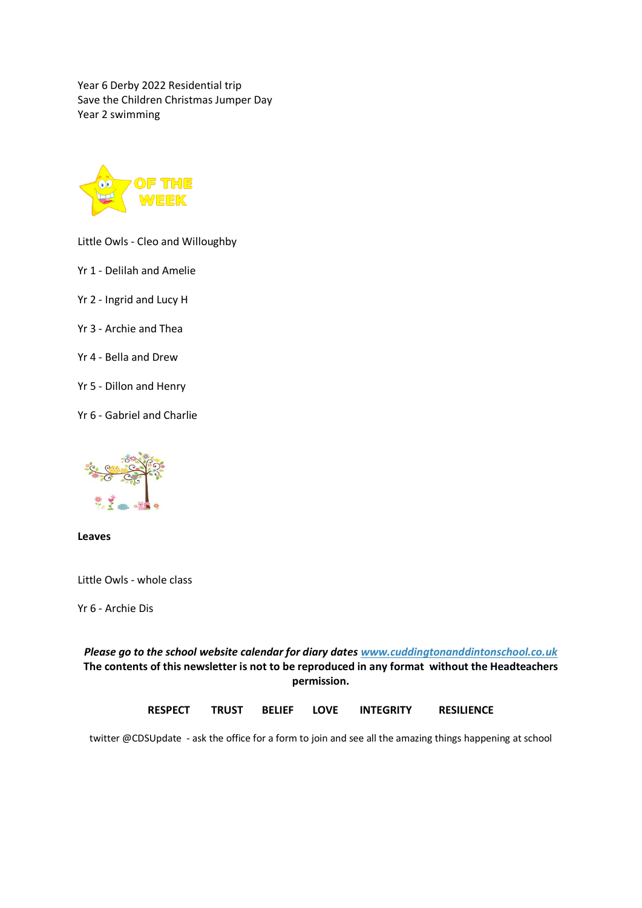Year 6 Derby 2022 Residential trip
Save the Children Christmas Jumper Day
Year 2 swimming

OF THE WEEK

Little Owls - Cleo and Willoughby

Yr 1 - Delilah and Amelie

Yr 2 - Ingrid and Lucy H

Yr 3 - Archie and Thea

Yr 4 - Bella and Drew

Yr 5 - Dillon and Henry

Yr 6 - Gabriel and Charlie

**Leaves**

Little Owls - whole class

Yr 6 - Archie Dis

***Please go to the school website calendar for diary dates*** [***www.cuddingtonanddintonschool.co.uk***](http://www.cuddingtonanddintonschool.co.uk)
**The contents of this newsletter is not to be reproduced in any format without the Headteachers permission.**

**RESPECT TRUST BELIEF LOVE INTEGRITY RESILIENCE**

twitter @CDSUpdate - ask the office for a form to join and see all the amazing things happening at school